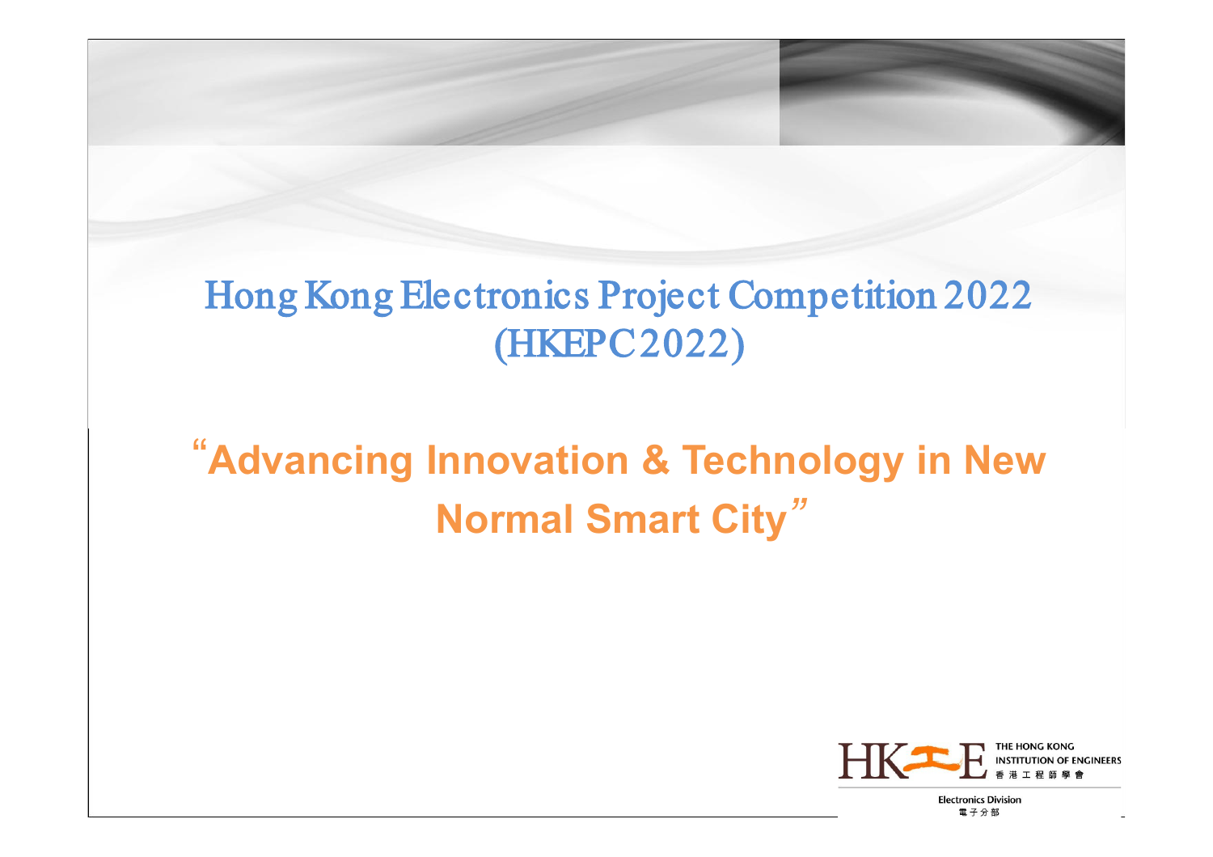# Hong Kong Electronics Project Competition 2022 (HKEPC2022)

## "Advancing Innovation & Technology in New Normal Smart City"

THE HONG KONG INSTITUTION OF ENGINEERS
香港工程師學會

Electronics Division
電子分部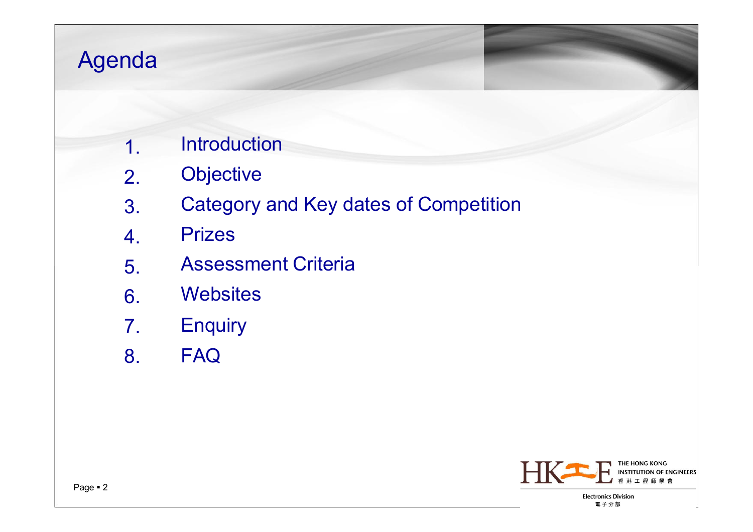# Agenda

1. Introduction
2. Objective
3. Category and Key dates of Competition
4. Prizes
5. Assessment Criteria
6. Websites
7. Enquiry
8. FAQ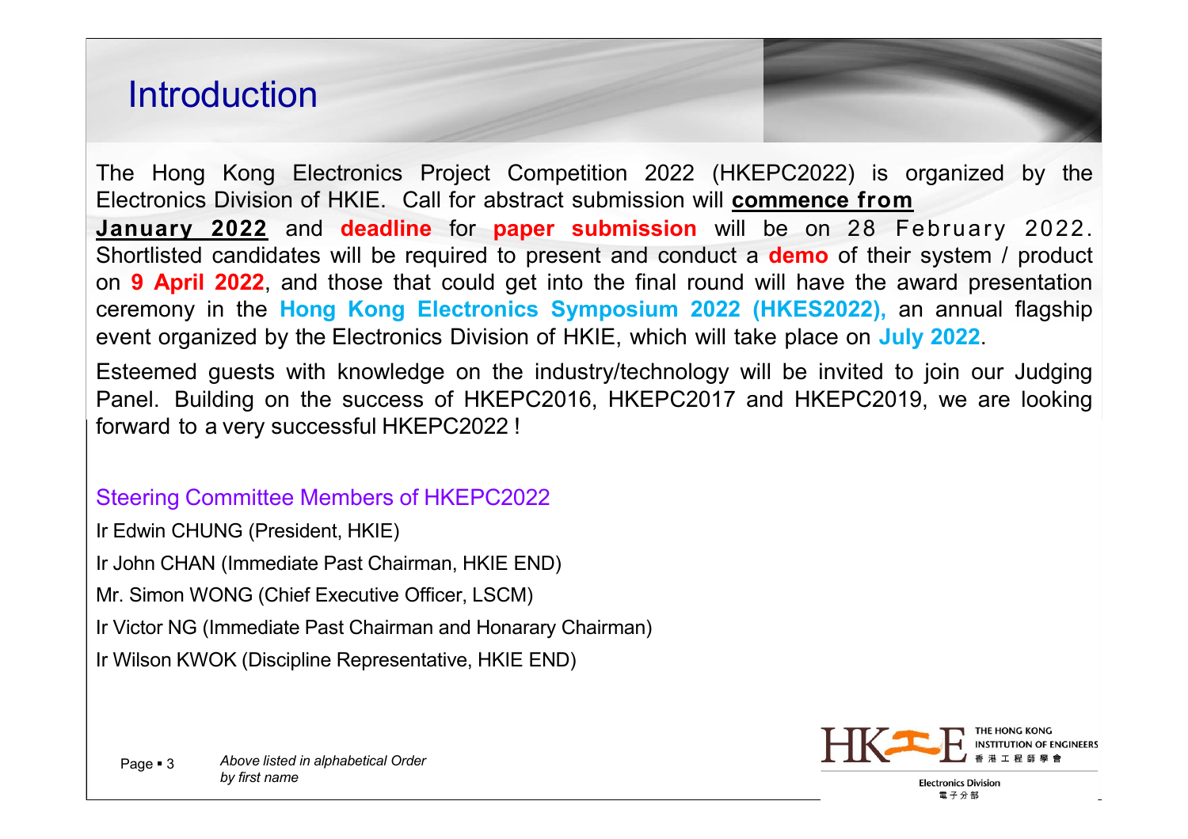# Introduction

The Hong Kong Electronics Project Competition 2022 (HKEPC2022) is organized by the Electronics Division of HKIE. Call for abstract submission will **commence from January 2022** and **deadline** for **paper submission** will be on 28 February 2022. Shortlisted candidates will be required to present and conduct a **demo** of their system / product on **9 April 2022**, and those that could get into the final round will have the award presentation ceremony in the **Hong Kong Electronics Symposium 2022 (HKES2022),** an annual flagship event organized by the Electronics Division of HKIE, which will take place on **July 2022**.

Esteemed guests with knowledge on the industry/technology will be invited to join our Judging Panel. Building on the success of HKEPC2016, HKEPC2017 and HKEPC2019, we are looking forward to a very successful HKEPC2022 !

## Steering Committee Members of HKEPC2022

Ir Edwin CHUNG (President, HKIE)

Ir John CHAN (Immediate Past Chairman, HKIE END)

Mr. Simon WONG (Chief Executive Officer, LSCM)

Ir Victor NG (Immediate Past Chairman and Honarary Chairman)

Ir Wilson KWOK (Discipline Representative, HKIE END)

*Above listed in alphabetical Order by first name*

THE HONG KONG INSTITUTION OF ENGINEERS 香港工程師學會

Electronics Division 電子分部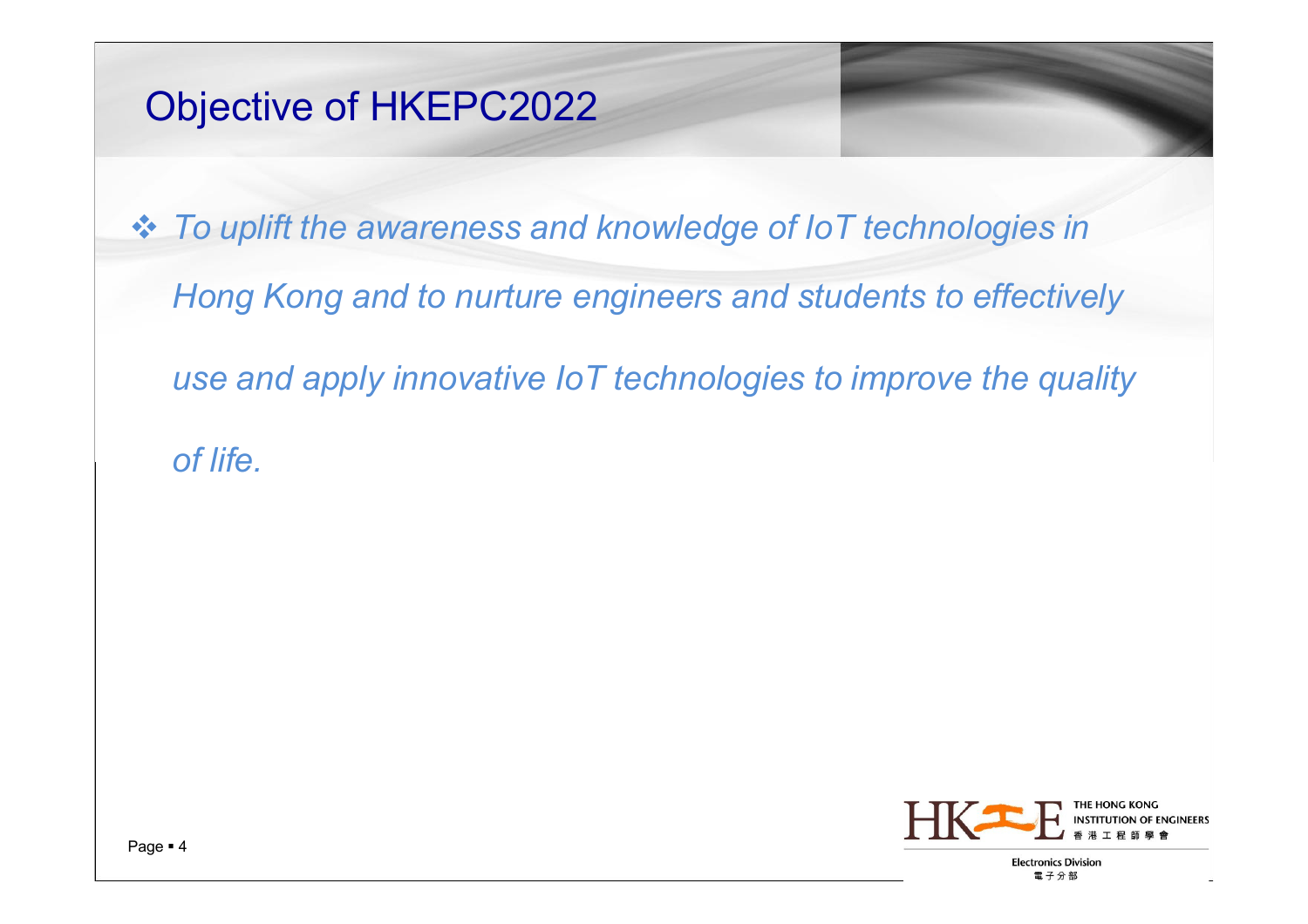# Objective of HKEPC2022

- *To uplift the awareness and knowledge of IoT technologies in Hong Kong and to nurture engineers and students to effectively use and apply innovative IoT technologies to improve the quality of life.*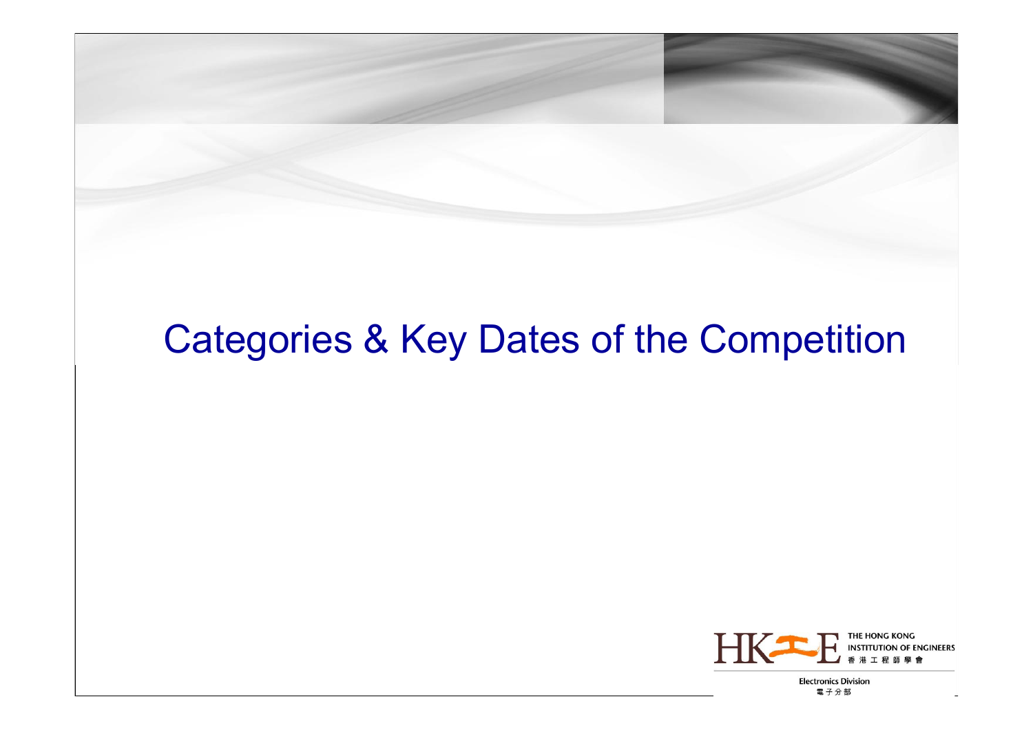# Categories & Key Dates of the Competition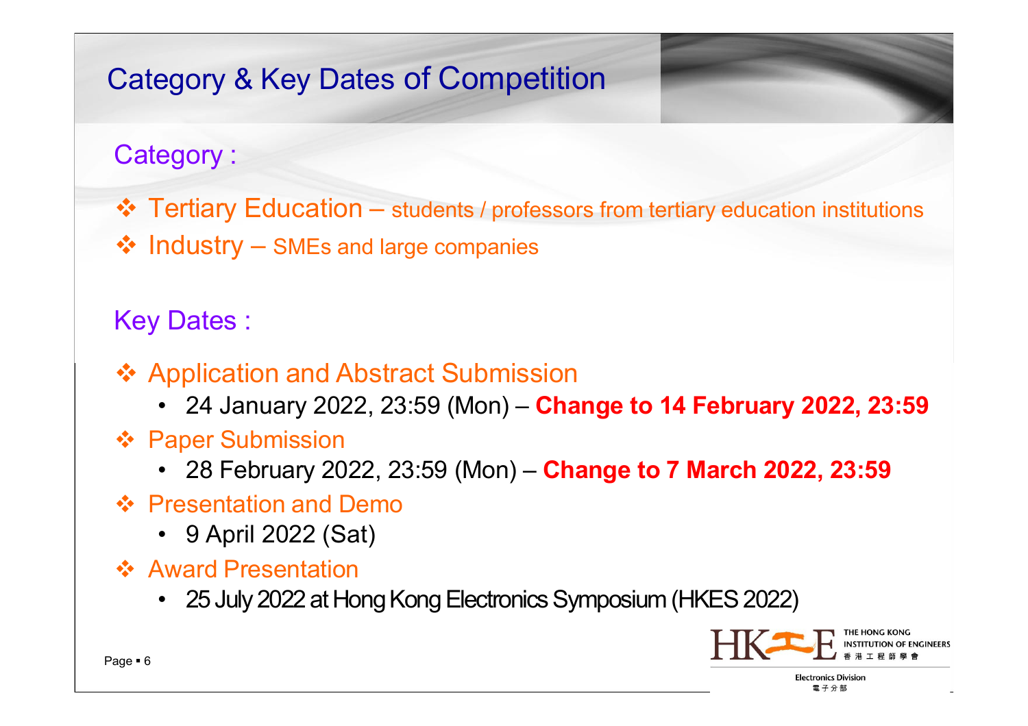# Category & Key Dates of Competition

## Category :

- Tertiary Education – students / professors from tertiary education institutions
- Industry – SMEs and large companies

## Key Dates :

- Application and Abstract Submission
  - 24 January 2022, 23:59 (Mon) – **Change to 14 February 2022, 23:59**
- Paper Submission
  - 28 February 2022, 23:59 (Mon) – **Change to 7 March 2022, 23:59**
- Presentation and Demo
  - 9 April 2022 (Sat)
- Award Presentation
  - 25 July 2022 at Hong Kong Electronics Symposium (HKES 2022)

THE HONG KONG INSTITUTION OF ENGINEERS
香港工程師學會

Electronics Division
電子分部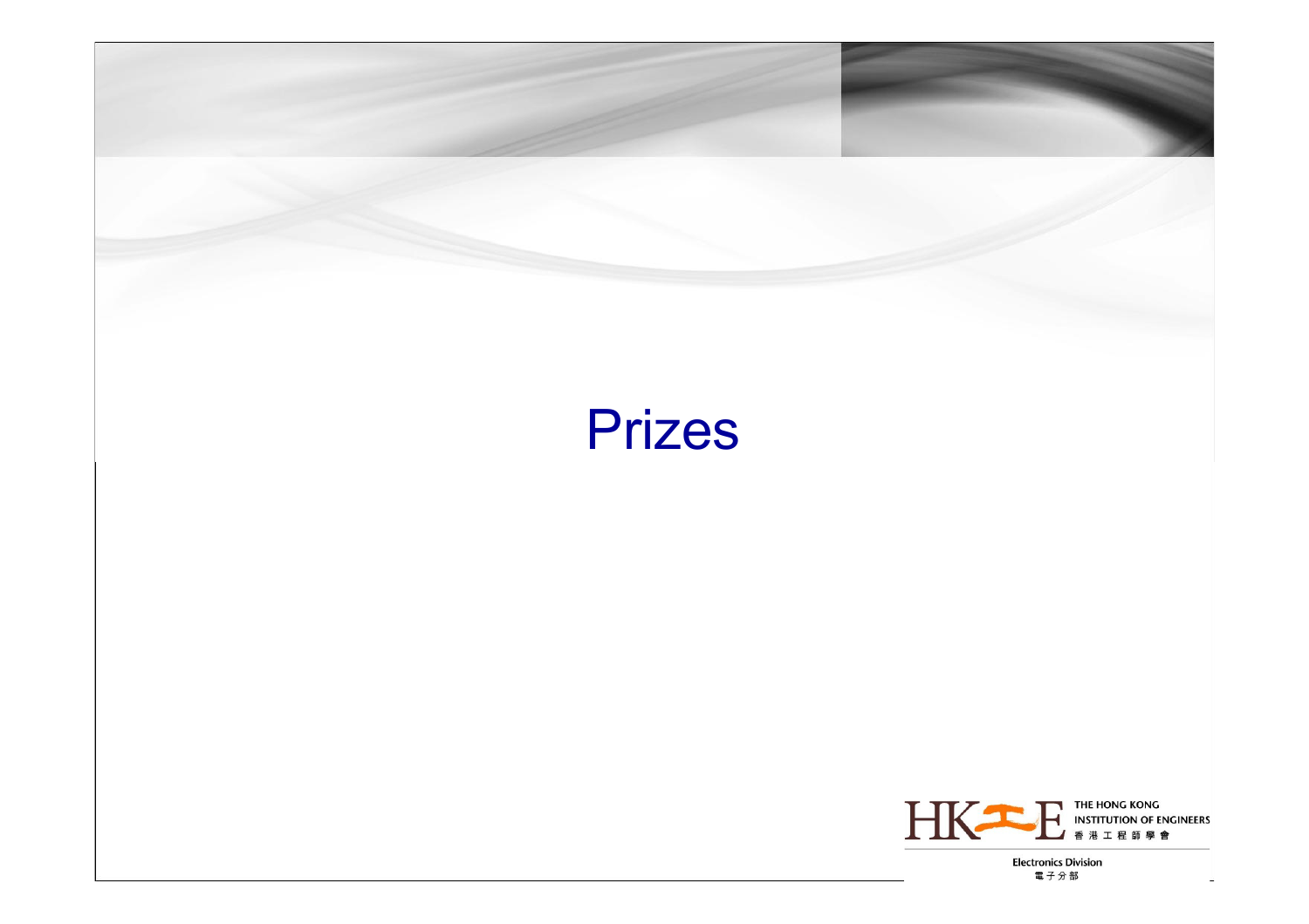# Prizes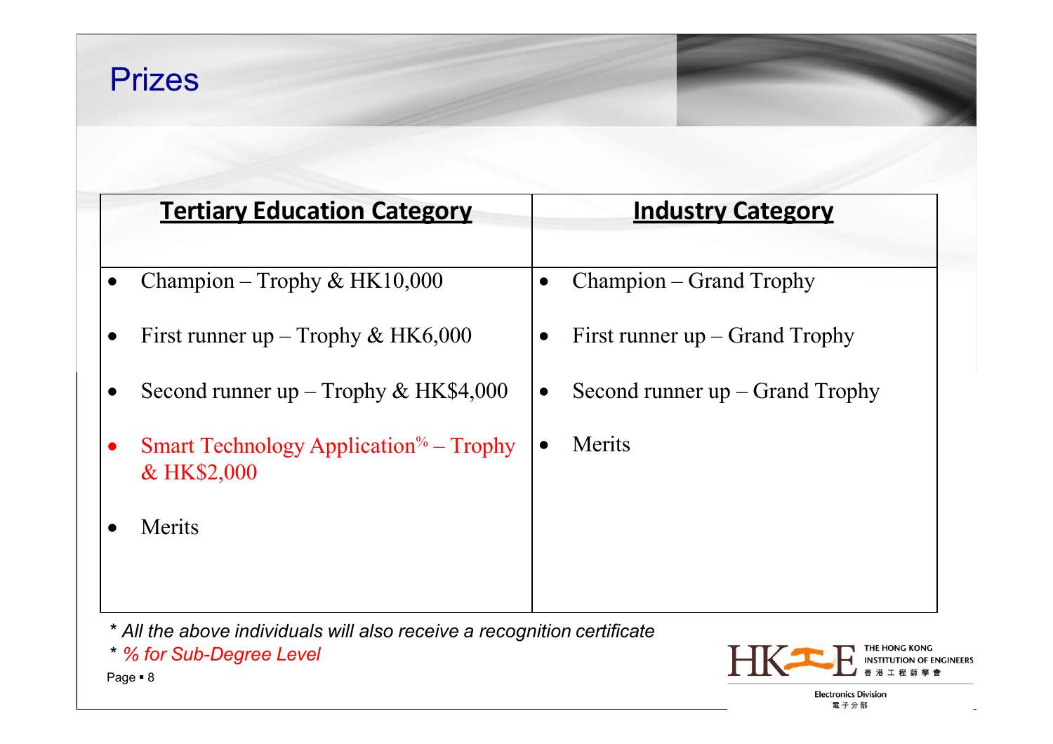# Prizes

| Tertiary Education Category | Industry Category |
|---|---|
| • Champion – Trophy & HK10,000<br>• First runner up – Trophy & HK6,000<br>• Second runner up – Trophy & HK$4,000<br>• Smart Technology Application% – Trophy & HK$2,000<br>• Merits | • Champion – Grand Trophy<br>• First runner up – Grand Trophy<br>• Second runner up – Grand Trophy<br>• Merits |

*\* All the above individuals will also receive a recognition certificate*

*\* % for Sub-Degree Level*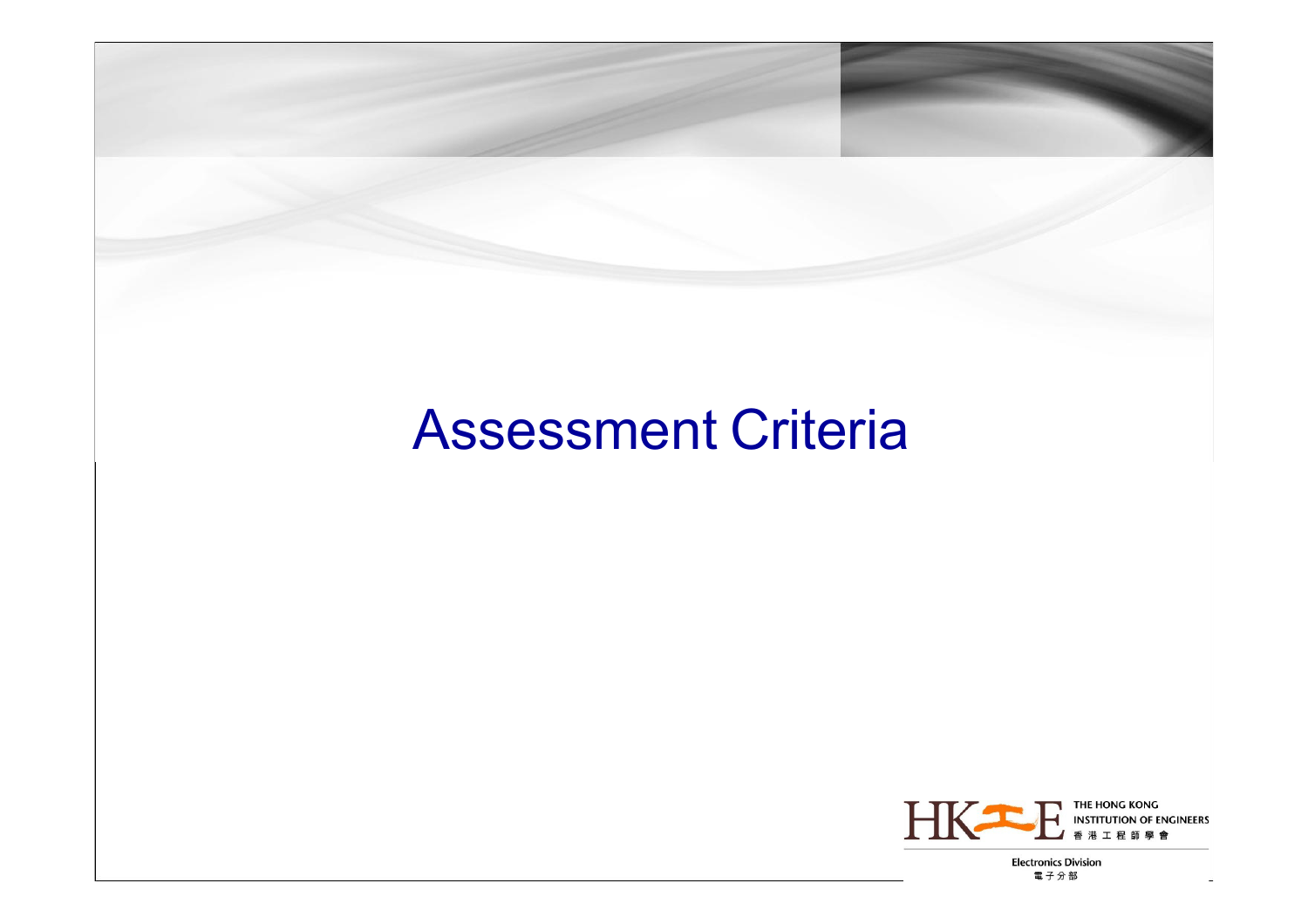# Assessment Criteria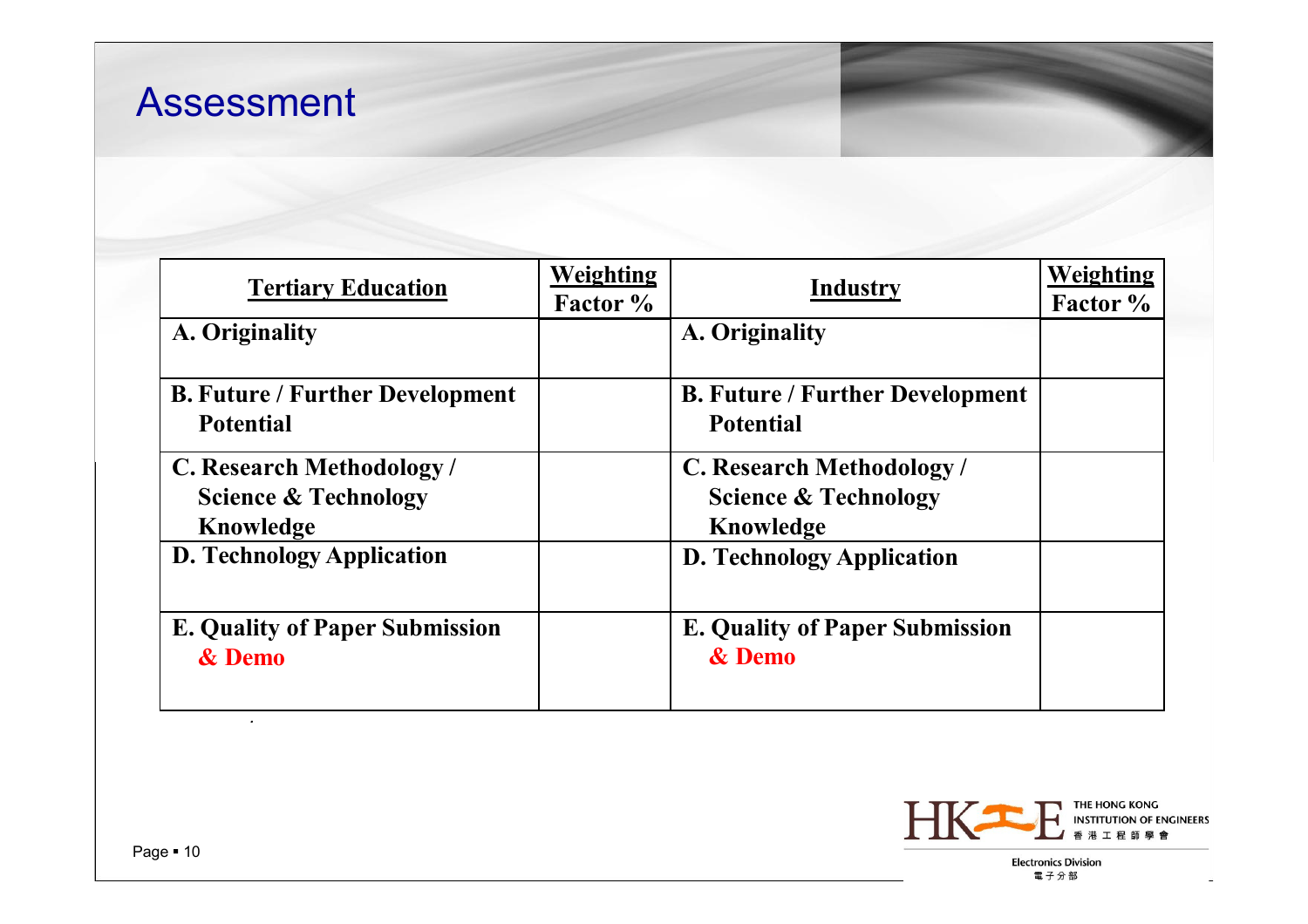# Assessment

| Tertiary Education | Weighting Factor % | Industry | Weighting Factor % |
|---|---|---|---|
| **A. Originality** | | **A. Originality** | |
| **B. Future / Further Development Potential** | | **B. Future / Further Development Potential** | |
| **C. Research Methodology / Science & Technology Knowledge** | | **C. Research Methodology / Science & Technology Knowledge** | |
| **D. Technology Application** | | **D. Technology Application** | |
| **E. Quality of Paper Submission & Demo** | | **E. Quality of Paper Submission & Demo** | |

THE HONG KONG INSTITUTION OF ENGINEERS
香港工程師學會

Electronics Division
電子分部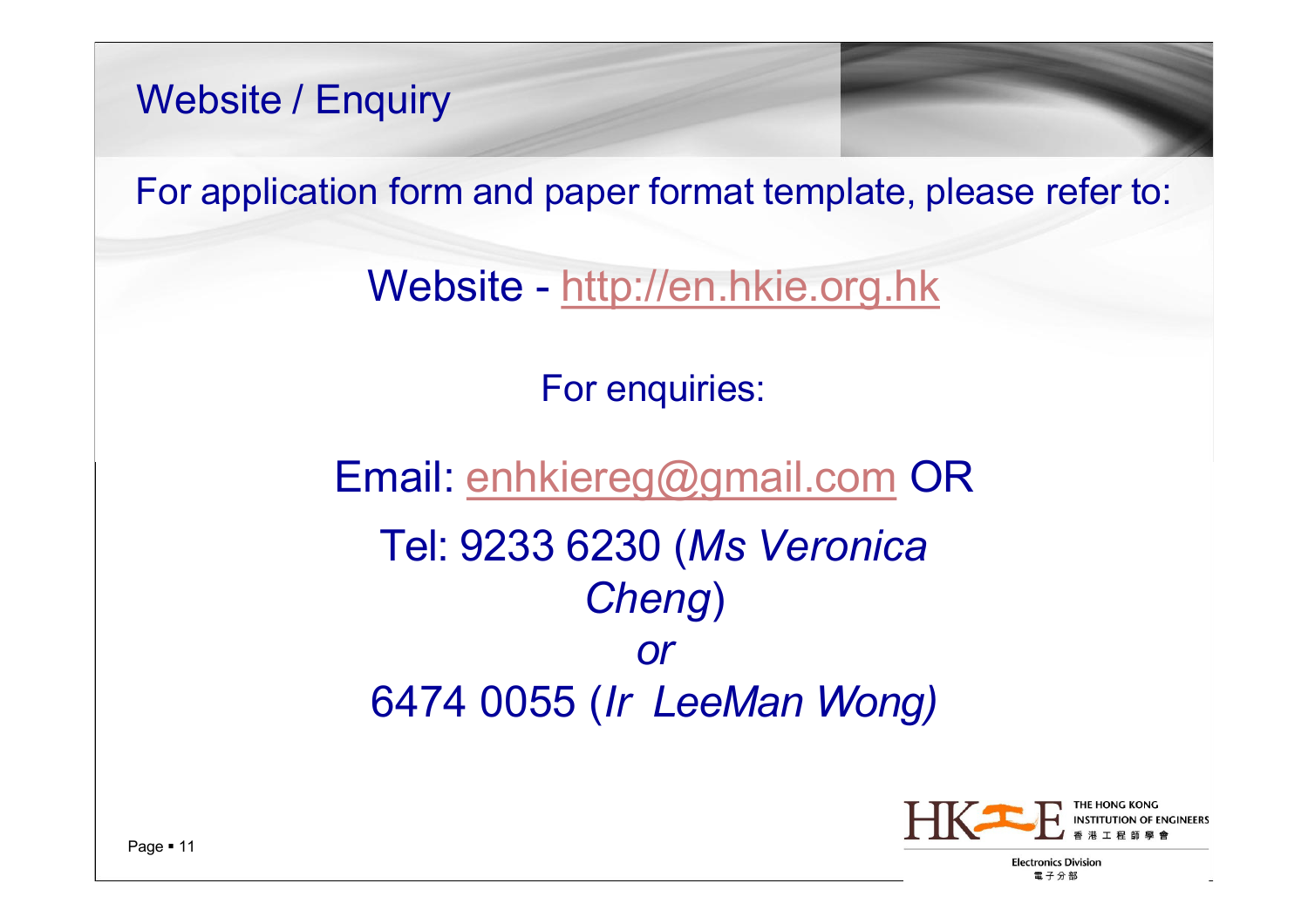# Website / Enquiry

For application form and paper format template, please refer to:

Website - http://en.hkie.org.hk

For enquiries:

Email: enhkiereg@gmail.com OR

Tel: 9233 6230 (*Ms Veronica Cheng*)

*or*

6474 0055 (*Ir LeeMan Wong)*

THE HONG KONG INSTITUTION OF ENGINEERS
香港工程師學會

Electronics Division
電子分部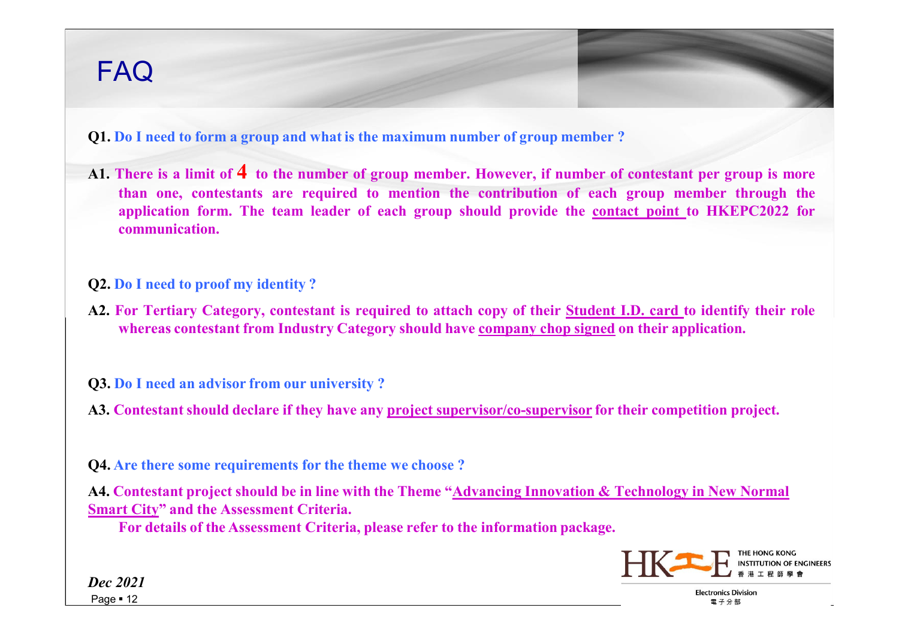# FAQ

**Q1. Do I need to form a group and what is the maximum number of group member ?**

**A1. There is a limit of 4 to the number of group member. However, if number of contestant per group is more than one, contestants are required to mention the contribution of each group member through the application form. The team leader of each group should provide the contact point to HKEPC2022 for communication.**

**Q2. Do I need to proof my identity ?**

**A2. For Tertiary Category, contestant is required to attach copy of their Student I.D. card to identify their role whereas contestant from Industry Category should have company chop signed on their application.**

**Q3. Do I need an advisor from our university ?**

**A3. Contestant should declare if they have any project supervisor/co-supervisor for their competition project.**

**Q4. Are there some requirements for the theme we choose ?**

**A4. Contestant project should be in line with the Theme "Advancing Innovation & Technology in New Normal Smart City" and the Assessment Criteria.**

**For details of the Assessment Criteria, please refer to the information package.**

***Dec 2021***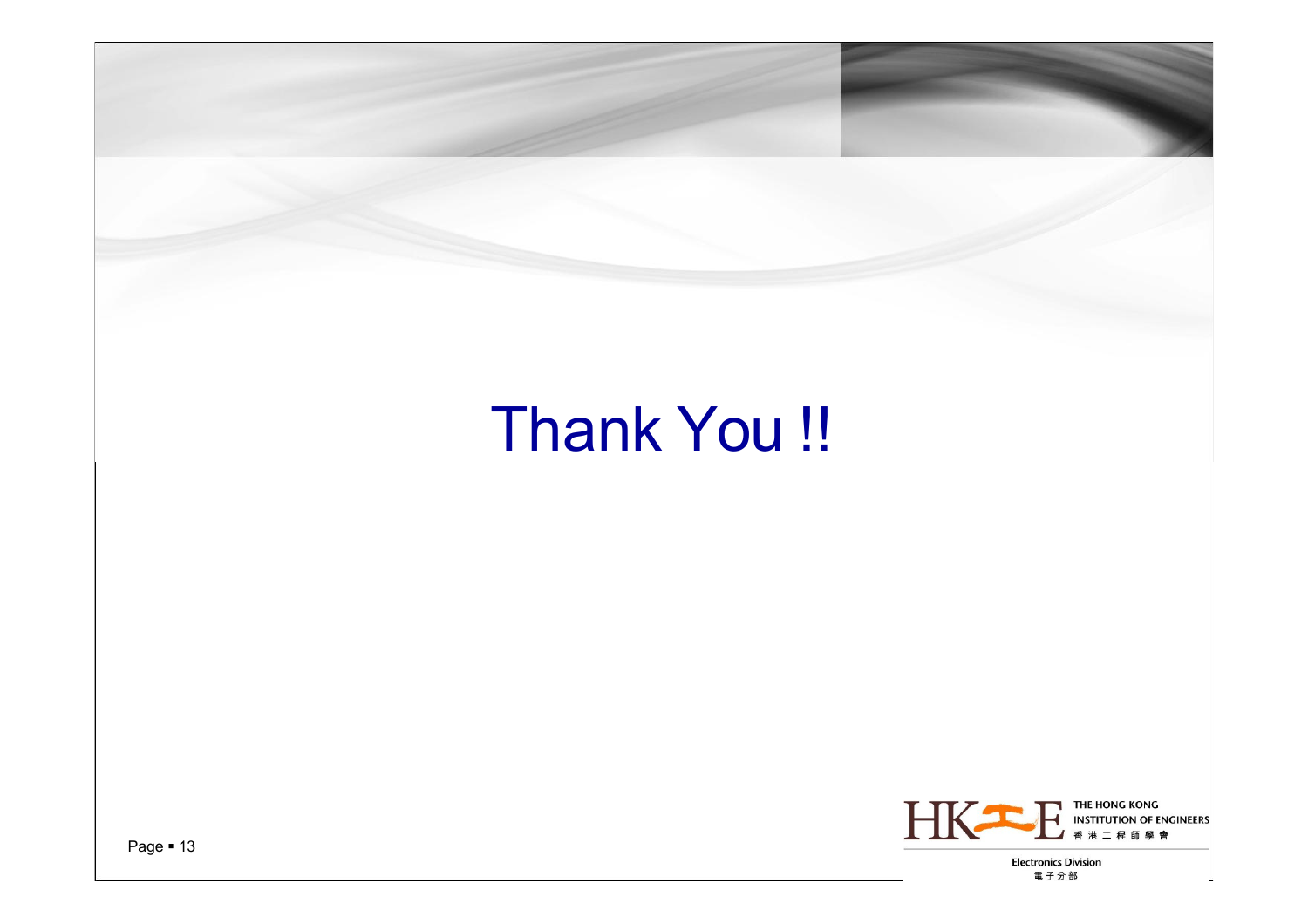# Thank You !!